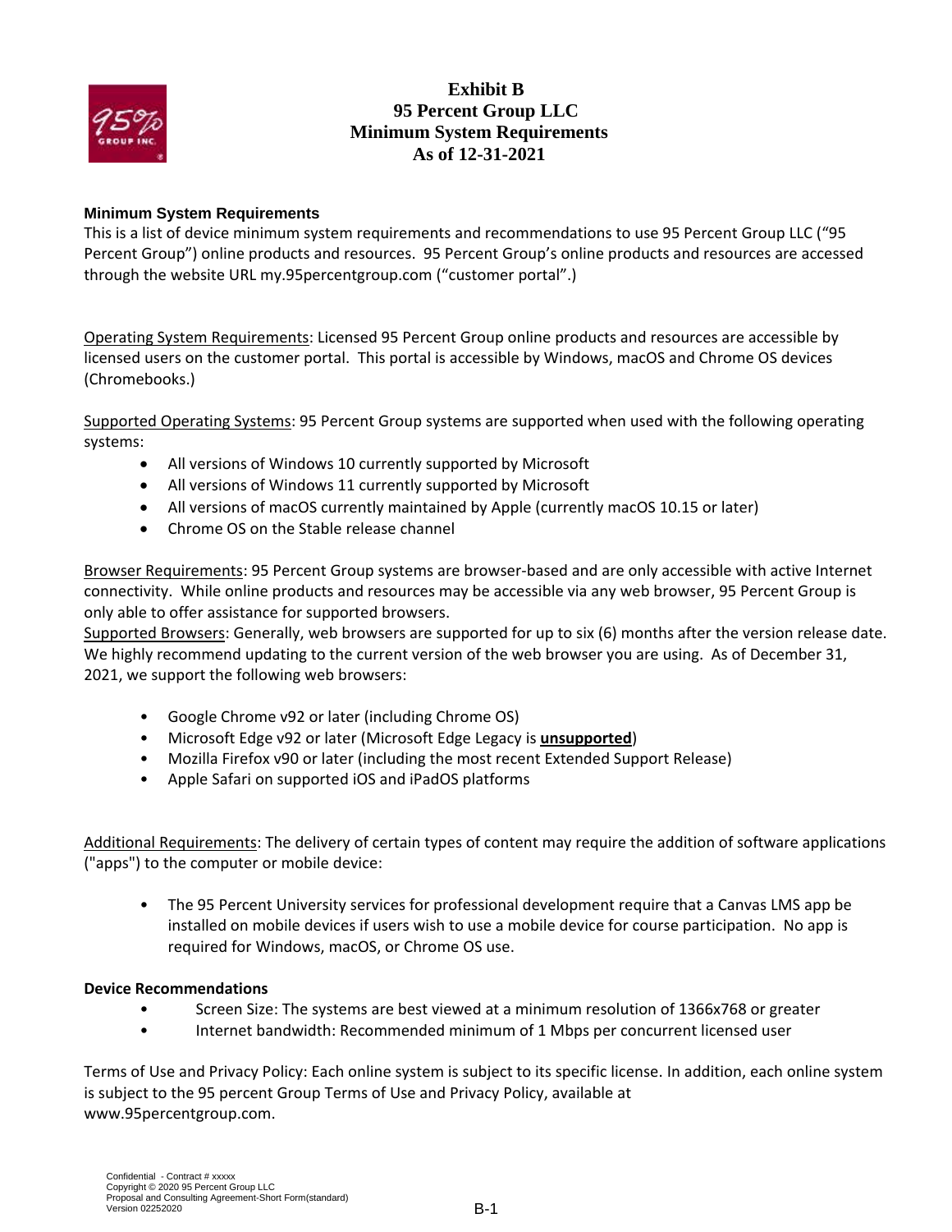# Exhibit B
# 95 Percent Group LLC
# Minimum System Requirements
# As of 12-31-2021

**Minimum System Requirements**

This is a list of device minimum system requirements and recommendations to use 95 Percent Group LLC ("95 Percent Group") online products and resources. 95 Percent Group's online products and resources are accessed through the website URL my.95percentgroup.com ("customer portal".)

Operating System Requirements: Licensed 95 Percent Group online products and resources are accessible by licensed users on the customer portal. This portal is accessible by Windows, macOS and Chrome OS devices (Chromebooks.)

Supported Operating Systems: 95 Percent Group systems are supported when used with the following operating systems:

- All versions of Windows 10 currently supported by Microsoft
- All versions of Windows 11 currently supported by Microsoft
- All versions of macOS currently maintained by Apple (currently macOS 10.15 or later)
- Chrome OS on the Stable release channel

Browser Requirements: 95 Percent Group systems are browser-based and are only accessible with active Internet connectivity. While online products and resources may be accessible via any web browser, 95 Percent Group is only able to offer assistance for supported browsers.

Supported Browsers: Generally, web browsers are supported for up to six (6) months after the version release date. We highly recommend updating to the current version of the web browser you are using. As of December 31, 2021, we support the following web browsers:

- Google Chrome v92 or later (including Chrome OS)
- Microsoft Edge v92 or later (Microsoft Edge Legacy is **unsupported**)
- Mozilla Firefox v90 or later (including the most recent Extended Support Release)
- Apple Safari on supported iOS and iPadOS platforms

Additional Requirements: The delivery of certain types of content may require the addition of software applications ("apps") to the computer or mobile device:

- The 95 Percent University services for professional development require that a Canvas LMS app be installed on mobile devices if users wish to use a mobile device for course participation. No app is required for Windows, macOS, or Chrome OS use.

**Device Recommendations**

- Screen Size: The systems are best viewed at a minimum resolution of 1366x768 or greater
- Internet bandwidth: Recommended minimum of 1 Mbps per concurrent licensed user

Terms of Use and Privacy Policy: Each online system is subject to its specific license. In addition, each online system is subject to the 95 percent Group Terms of Use and Privacy Policy, available at www.95percentgroup.com.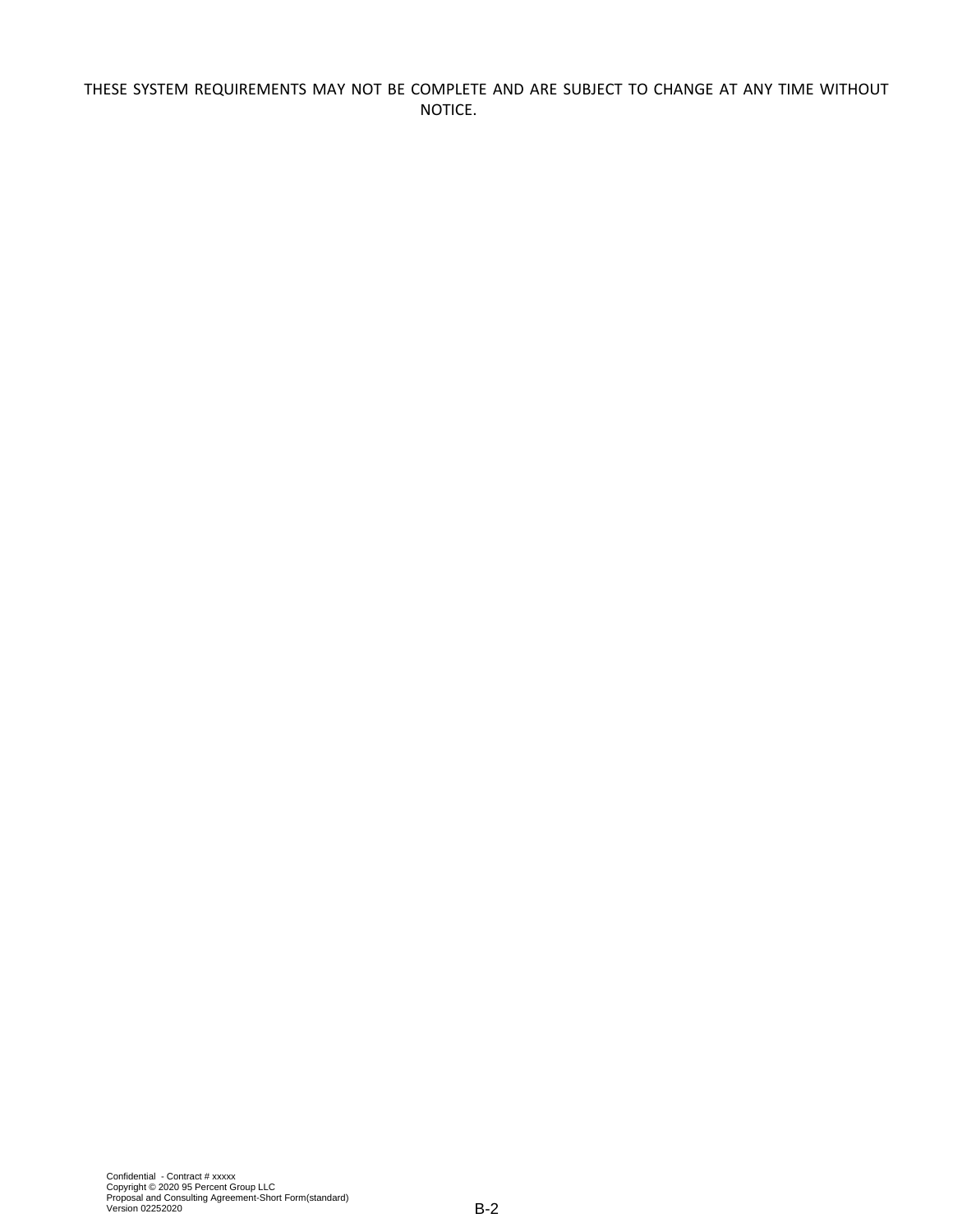THESE SYSTEM REQUIREMENTS MAY NOT BE COMPLETE AND ARE SUBJECT TO CHANGE AT ANY TIME WITHOUT NOTICE.